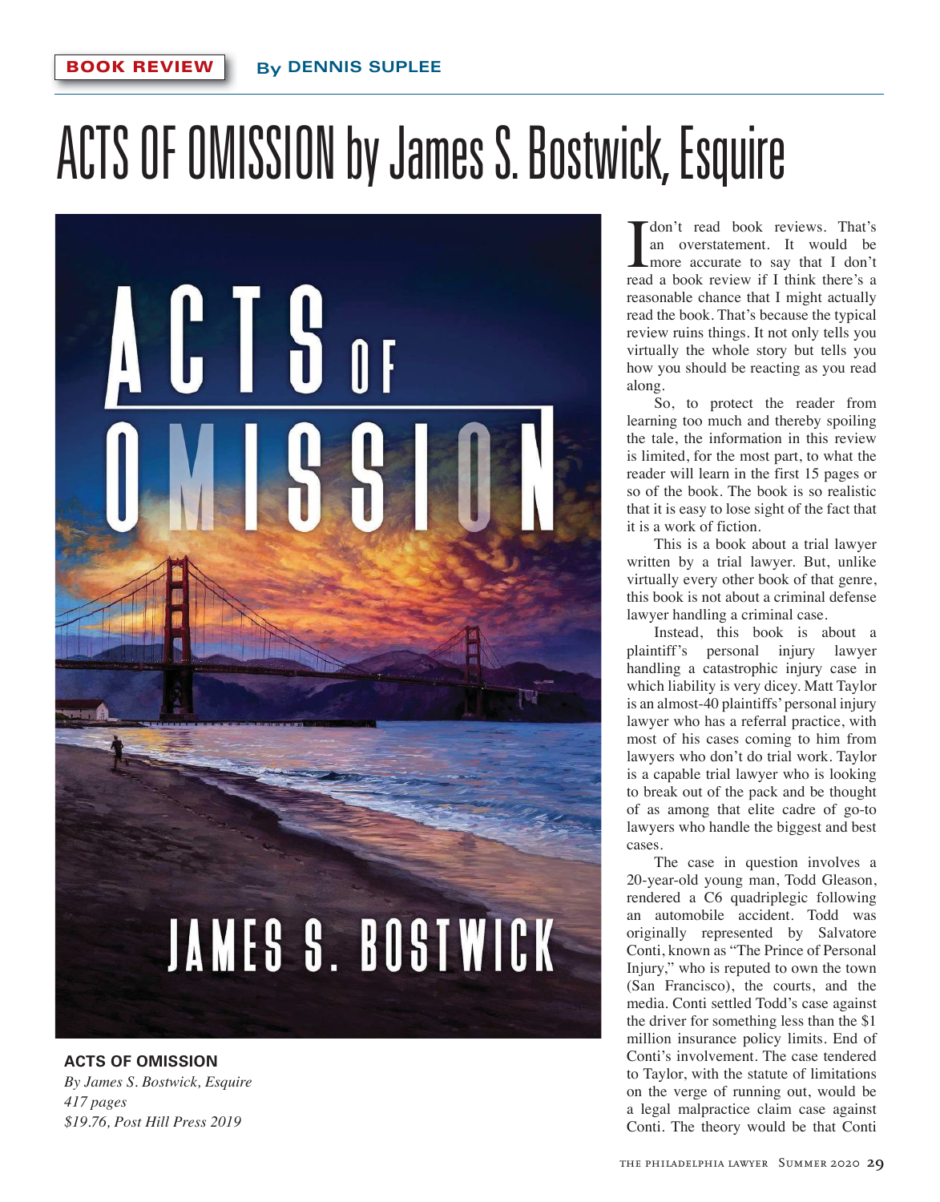**BOOK REVIEW** By DENNIS SUPLEE

# ACTS OF OMISSION by James S. Bostwick, Esquire

**ACTS OF OMISSION**
*By James S. Bostwick, Esquire*
*417 pages*
*$19.76, Post Hill Press 2019*

I don't read book reviews. That's an overstatement. It would be more accurate to say that I don't read a book review if I think there's a reasonable chance that I might actually read the book. That's because the typical review ruins things. It not only tells you virtually the whole story but tells you how you should be reacting as you read along.

So, to protect the reader from learning too much and thereby spoiling the tale, the information in this review is limited, for the most part, to what the reader will learn in the first 15 pages or so of the book. The book is so realistic that it is easy to lose sight of the fact that it is a work of fiction.

This is a book about a trial lawyer written by a trial lawyer. But, unlike virtually every other book of that genre, this book is not about a criminal defense lawyer handling a criminal case.

Instead, this book is about a plaintiff's personal injury lawyer handling a catastrophic injury case in which liability is very dicey. Matt Taylor is an almost-40 plaintiffs' personal injury lawyer who has a referral practice, with most of his cases coming to him from lawyers who don't do trial work. Taylor is a capable trial lawyer who is looking to break out of the pack and be thought of as among that elite cadre of go-to lawyers who handle the biggest and best cases.

The case in question involves a 20-year-old young man, Todd Gleason, rendered a C6 quadriplegic following an automobile accident. Todd was originally represented by Salvatore Conti, known as "The Prince of Personal Injury," who is reputed to own the town (San Francisco), the courts, and the media. Conti settled Todd's case against the driver for something less than the $1 million insurance policy limits. End of Conti's involvement. The case tendered to Taylor, with the statute of limitations on the verge of running out, would be a legal malpractice claim case against Conti. The theory would be that Conti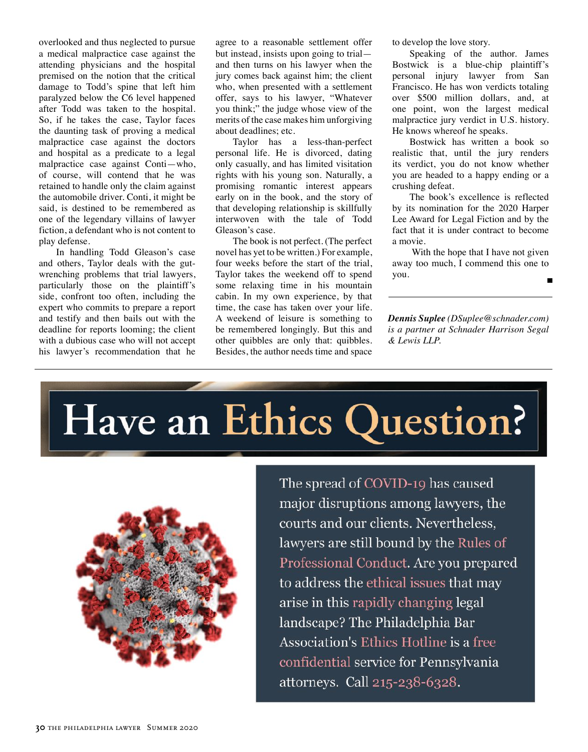overlooked and thus neglected to pursue a medical malpractice case against the attending physicians and the hospital premised on the notion that the critical damage to Todd's spine that left him paralyzed below the C6 level happened after Todd was taken to the hospital. So, if he takes the case, Taylor faces the daunting task of proving a medical malpractice case against the doctors and hospital as a predicate to a legal malpractice case against Conti—who, of course, will contend that he was retained to handle only the claim against the automobile driver. Conti, it might be said, is destined to be remembered as one of the legendary villains of lawyer fiction, a defendant who is not content to play defense.

In handling Todd Gleason's case and others, Taylor deals with the gut-wrenching problems that trial lawyers, particularly those on the plaintiff's side, confront too often, including the expert who commits to prepare a report and testify and then bails out with the deadline for reports looming; the client with a dubious case who will not accept his lawyer's recommendation that he agree to a reasonable settlement offer but instead, insists upon going to trial—and then turns on his lawyer when the jury comes back against him; the client who, when presented with a settlement offer, says to his lawyer, "Whatever you think;" the judge whose view of the merits of the case makes him unforgiving about deadlines; etc.

Taylor has a less-than-perfect personal life. He is divorced, dating only casually, and has limited visitation rights with his young son. Naturally, a promising romantic interest appears early on in the book, and the story of that developing relationship is skillfully interwoven with the tale of Todd Gleason's case.

The book is not perfect. (The perfect novel has yet to be written.) For example, four weeks before the start of the trial, Taylor takes the weekend off to spend some relaxing time in his mountain cabin. In my own experience, by that time, the case has taken over your life. A weekend of leisure is something to be remembered longingly. But this and other quibbles are only that: quibbles. Besides, the author needs time and space to develop the love story.

Speaking of the author. James Bostwick is a blue-chip plaintiff's personal injury lawyer from San Francisco. He has won verdicts totaling over $500 million dollars, and, at one point, won the largest medical malpractice jury verdict in U.S. history. He knows whereof he speaks.

Bostwick has written a book so realistic that, until the jury renders its verdict, you do not know whether you are headed to a happy ending or a crushing defeat.

The book's excellence is reflected by its nomination for the 2020 Harper Lee Award for Legal Fiction and by the fact that it is under contract to become a movie.

With the hope that I have not given away too much, I commend this one to you.

***Dennis Suplee** (DSuplee@schnader.com) is a partner at Schnader Harrison Segal & Lewis LLP.*

# Have an Ethics Question?

The spread of COVID-19 has caused major disruptions among lawyers, the courts and our clients. Nevertheless, lawyers are still bound by the Rules of Professional Conduct. Are you prepared to address the ethical issues that may arise in this rapidly changing legal landscape? The Philadelphia Bar Association's Ethics Hotline is a free confidential service for Pennsylvania attorneys. Call 215-238-6328.